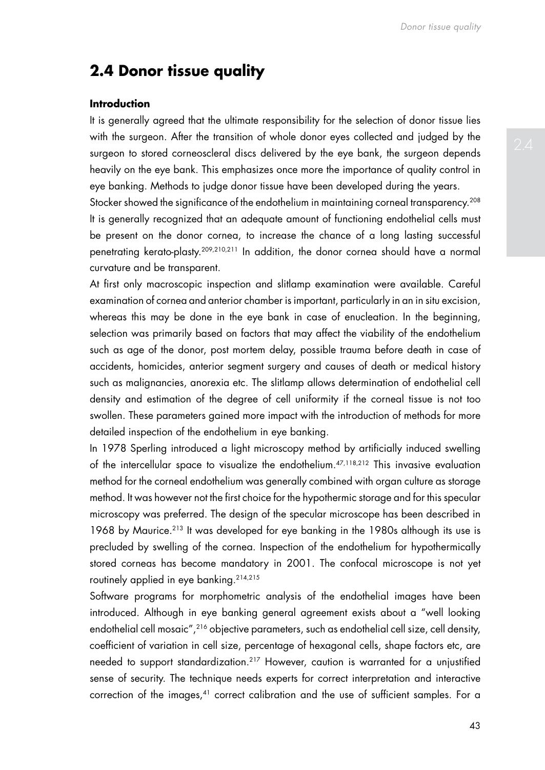## 2.4 Donor tissue quality

### Introduction

It is generally agreed that the ultimate responsibility for the selection of donor tissue lies with the surgeon. After the transition of whole donor eyes collected and judged by the surgeon to stored corneoscleral discs delivered by the eye bank, the surgeon depends heavily on the eye bank. This emphasizes once more the importance of quality control in eye banking. Methods to judge donor tissue have been developed during the years.

Stocker showed the significance of the endothelium in maintaining corneal transparency.[208] It is generally recognized that an adequate amount of functioning endothelial cells must be present on the donor cornea, to increase the chance of a long lasting successful penetrating kerato-plasty.[209,210,211] In addition, the donor cornea should have a normal curvature and be transparent.

At first only macroscopic inspection and slitlamp examination were available. Careful examination of cornea and anterior chamber is important, particularly in an in situ excision, whereas this may be done in the eye bank in case of enucleation. In the beginning, selection was primarily based on factors that may affect the viability of the endothelium such as age of the donor, post mortem delay, possible trauma before death in case of accidents, homicides, anterior segment surgery and causes of death or medical history such as malignancies, anorexia etc. The slitlamp allows determination of endothelial cell density and estimation of the degree of cell uniformity if the corneal tissue is not too swollen. These parameters gained more impact with the introduction of methods for more detailed inspection of the endothelium in eye banking.

In 1978 Sperling introduced a light microscopy method by artificially induced swelling of the intercellular space to visualize the endothelium.[47,118,212] This invasive evaluation method for the corneal endothelium was generally combined with organ culture as storage method. It was however not the first choice for the hypothermic storage and for this specular microscopy was preferred. The design of the specular microscope has been described in 1968 by Maurice.[213] It was developed for eye banking in the 1980s although its use is precluded by swelling of the cornea. Inspection of the endothelium for hypothermically stored corneas has become mandatory in 2001. The confocal microscope is not yet routinely applied in eye banking.[214,215]

Software programs for morphometric analysis of the endothelial images have been introduced. Although in eye banking general agreement exists about a "well looking endothelial cell mosaic",[216] objective parameters, such as endothelial cell size, cell density, coefficient of variation in cell size, percentage of hexagonal cells, shape factors etc, are needed to support standardization.[217] However, caution is warranted for a unjustified sense of security. The technique needs experts for correct interpretation and interactive correction of the images,[41] correct calibration and the use of sufficient samples. For a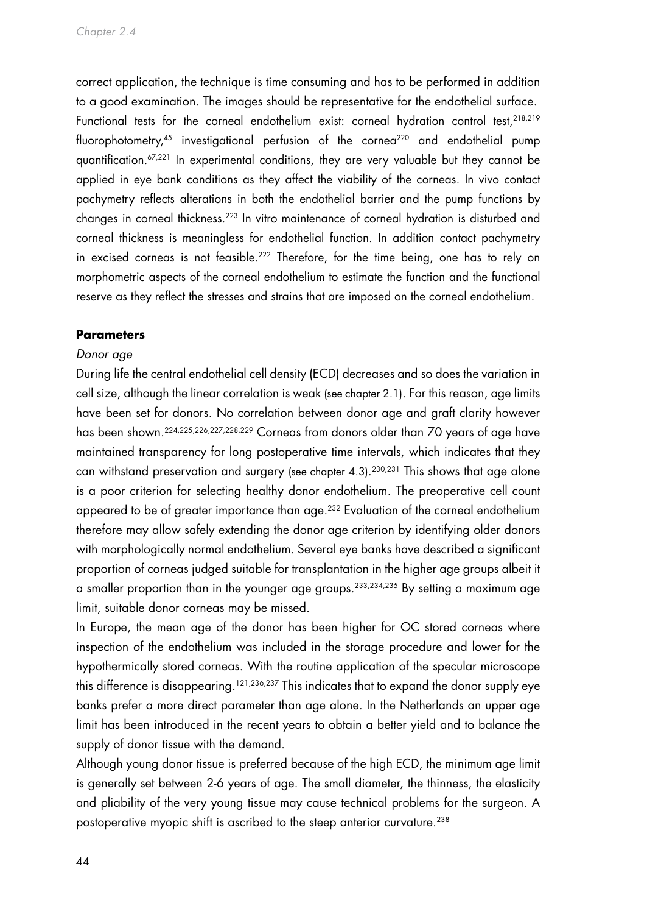correct application, the technique is time consuming and has to be performed in addition to a good examination. The images should be representative for the endothelial surface. Functional tests for the corneal endothelium exist: corneal hydration control test,[218,219] fluorophotometry,[45] investigational perfusion of the cornea[220] and endothelial pump quantification.[67,221] In experimental conditions, they are very valuable but they cannot be applied in eye bank conditions as they affect the viability of the corneas. In vivo contact pachymetry reflects alterations in both the endothelial barrier and the pump functions by changes in corneal thickness.[223] In vitro maintenance of corneal hydration is disturbed and corneal thickness is meaningless for endothelial function. In addition contact pachymetry in excised corneas is not feasible.[222] Therefore, for the time being, one has to rely on morphometric aspects of the corneal endothelium to estimate the function and the functional reserve as they reflect the stresses and strains that are imposed on the corneal endothelium.

### Parameters

*Donor age*

During life the central endothelial cell density (ECD) decreases and so does the variation in cell size, although the linear correlation is weak (see chapter 2.1). For this reason, age limits have been set for donors. No correlation between donor age and graft clarity however has been shown.[224,225,226,227,228,229] Corneas from donors older than 70 years of age have maintained transparency for long postoperative time intervals, which indicates that they can withstand preservation and surgery (see chapter 4.3).[230,231] This shows that age alone is a poor criterion for selecting healthy donor endothelium. The preoperative cell count appeared to be of greater importance than age.[232] Evaluation of the corneal endothelium therefore may allow safely extending the donor age criterion by identifying older donors with morphologically normal endothelium. Several eye banks have described a significant proportion of corneas judged suitable for transplantation in the higher age groups albeit it a smaller proportion than in the younger age groups.[233,234,235] By setting a maximum age limit, suitable donor corneas may be missed.

In Europe, the mean age of the donor has been higher for OC stored corneas where inspection of the endothelium was included in the storage procedure and lower for the hypothermically stored corneas. With the routine application of the specular microscope this difference is disappearing.[121,236,237] This indicates that to expand the donor supply eye banks prefer a more direct parameter than age alone. In the Netherlands an upper age limit has been introduced in the recent years to obtain a better yield and to balance the supply of donor tissue with the demand.

Although young donor tissue is preferred because of the high ECD, the minimum age limit is generally set between 2-6 years of age. The small diameter, the thinness, the elasticity and pliability of the very young tissue may cause technical problems for the surgeon. A postoperative myopic shift is ascribed to the steep anterior curvature.[238]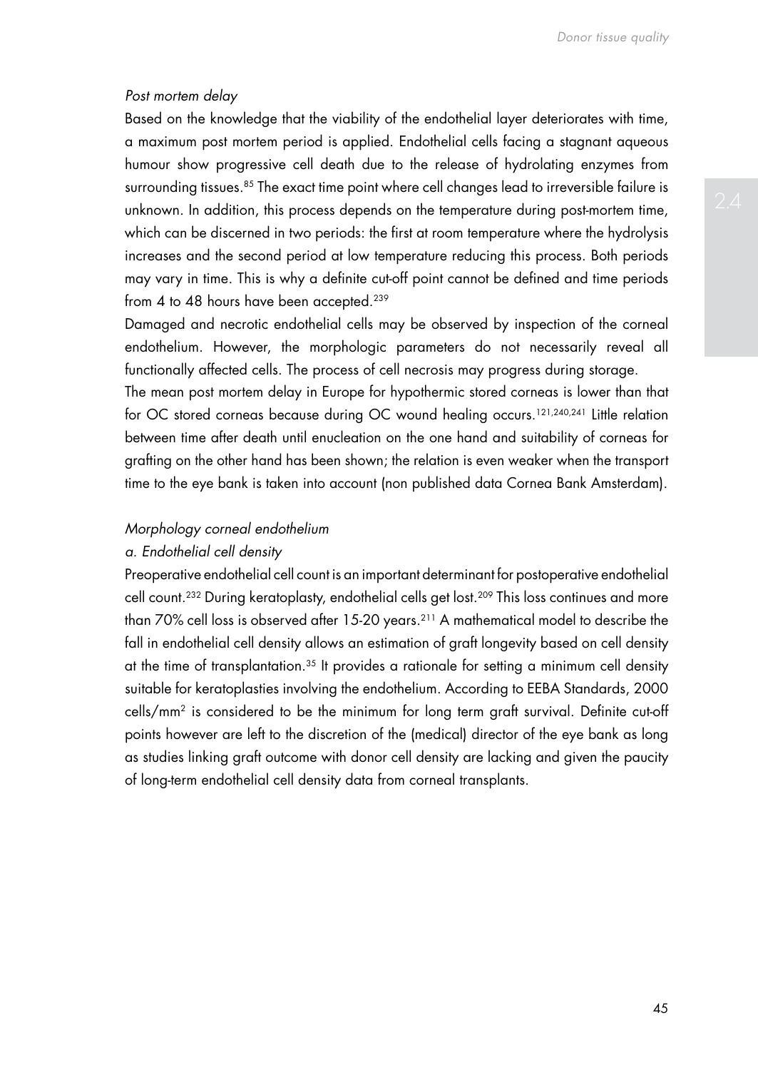*Post mortem delay*

Based on the knowledge that the viability of the endothelial layer deteriorates with time, a maximum post mortem period is applied. Endothelial cells facing a stagnant aqueous humour show progressive cell death due to the release of hydrolating enzymes from surrounding tissues.[85] The exact time point where cell changes lead to irreversible failure is unknown. In addition, this process depends on the temperature during post-mortem time, which can be discerned in two periods: the first at room temperature where the hydrolysis increases and the second period at low temperature reducing this process. Both periods may vary in time. This is why a definite cut-off point cannot be defined and time periods from 4 to 48 hours have been accepted.[239]

Damaged and necrotic endothelial cells may be observed by inspection of the corneal endothelium. However, the morphologic parameters do not necessarily reveal all functionally affected cells. The process of cell necrosis may progress during storage.

The mean post mortem delay in Europe for hypothermic stored corneas is lower than that for OC stored corneas because during OC wound healing occurs.[121,240,241] Little relation between time after death until enucleation on the one hand and suitability of corneas for grafting on the other hand has been shown; the relation is even weaker when the transport time to the eye bank is taken into account (non published data Cornea Bank Amsterdam).

*Morphology corneal endothelium*

*a. Endothelial cell density*

Preoperative endothelial cell count is an important determinant for postoperative endothelial cell count.[232] During keratoplasty, endothelial cells get lost.[209] This loss continues and more than 70% cell loss is observed after 15-20 years.[211] A mathematical model to describe the fall in endothelial cell density allows an estimation of graft longevity based on cell density at the time of transplantation.[35] It provides a rationale for setting a minimum cell density suitable for keratoplasties involving the endothelium. According to EEBA Standards, 2000 cells/mm$^2$ is considered to be the minimum for long term graft survival. Definite cut-off points however are left to the discretion of the (medical) director of the eye bank as long as studies linking graft outcome with donor cell density are lacking and given the paucity of long-term endothelial cell density data from corneal transplants.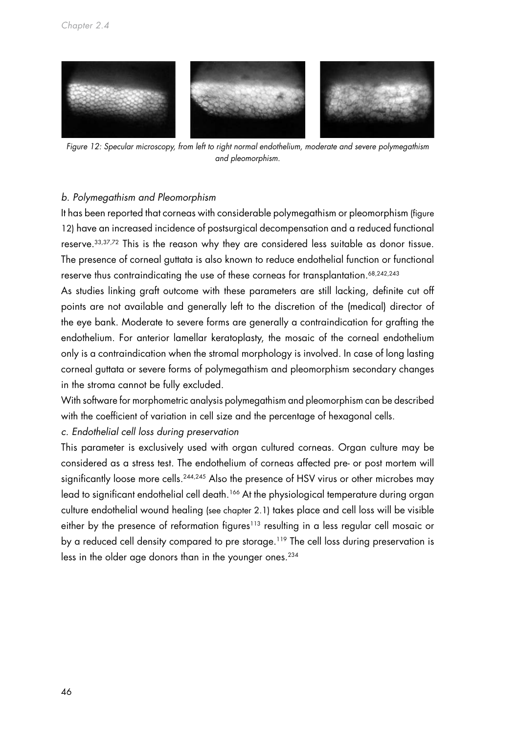Figure 12: Specular microscopy, from left to right normal endothelium, moderate and severe polymegathism and pleomorphism.

*b. Polymegathism and Pleomorphism*

It has been reported that corneas with considerable polymegathism or pleomorphism (figure 12) have an increased incidence of postsurgical decompensation and a reduced functional reserve.[33,37,72] This is the reason why they are considered less suitable as donor tissue. The presence of corneal guttata is also known to reduce endothelial function or functional reserve thus contraindicating the use of these corneas for transplantation.[68,242,243]

As studies linking graft outcome with these parameters are still lacking, definite cut off points are not available and generally left to the discretion of the (medical) director of the eye bank. Moderate to severe forms are generally a contraindication for grafting the endothelium. For anterior lamellar keratoplasty, the mosaic of the corneal endothelium only is a contraindication when the stromal morphology is involved. In case of long lasting corneal guttata or severe forms of polymegathism and pleomorphism secondary changes in the stroma cannot be fully excluded.

With software for morphometric analysis polymegathism and pleomorphism can be described with the coefficient of variation in cell size and the percentage of hexagonal cells.

*c. Endothelial cell loss during preservation*

This parameter is exclusively used with organ cultured corneas. Organ culture may be considered as a stress test. The endothelium of corneas affected pre- or post mortem will significantly loose more cells.[244,245] Also the presence of HSV virus or other microbes may lead to significant endothelial cell death.[166] At the physiological temperature during organ culture endothelial wound healing (see chapter 2.1) takes place and cell loss will be visible either by the presence of reformation figures[113] resulting in a less regular cell mosaic or by a reduced cell density compared to pre storage.[119] The cell loss during preservation is less in the older age donors than in the younger ones.[234]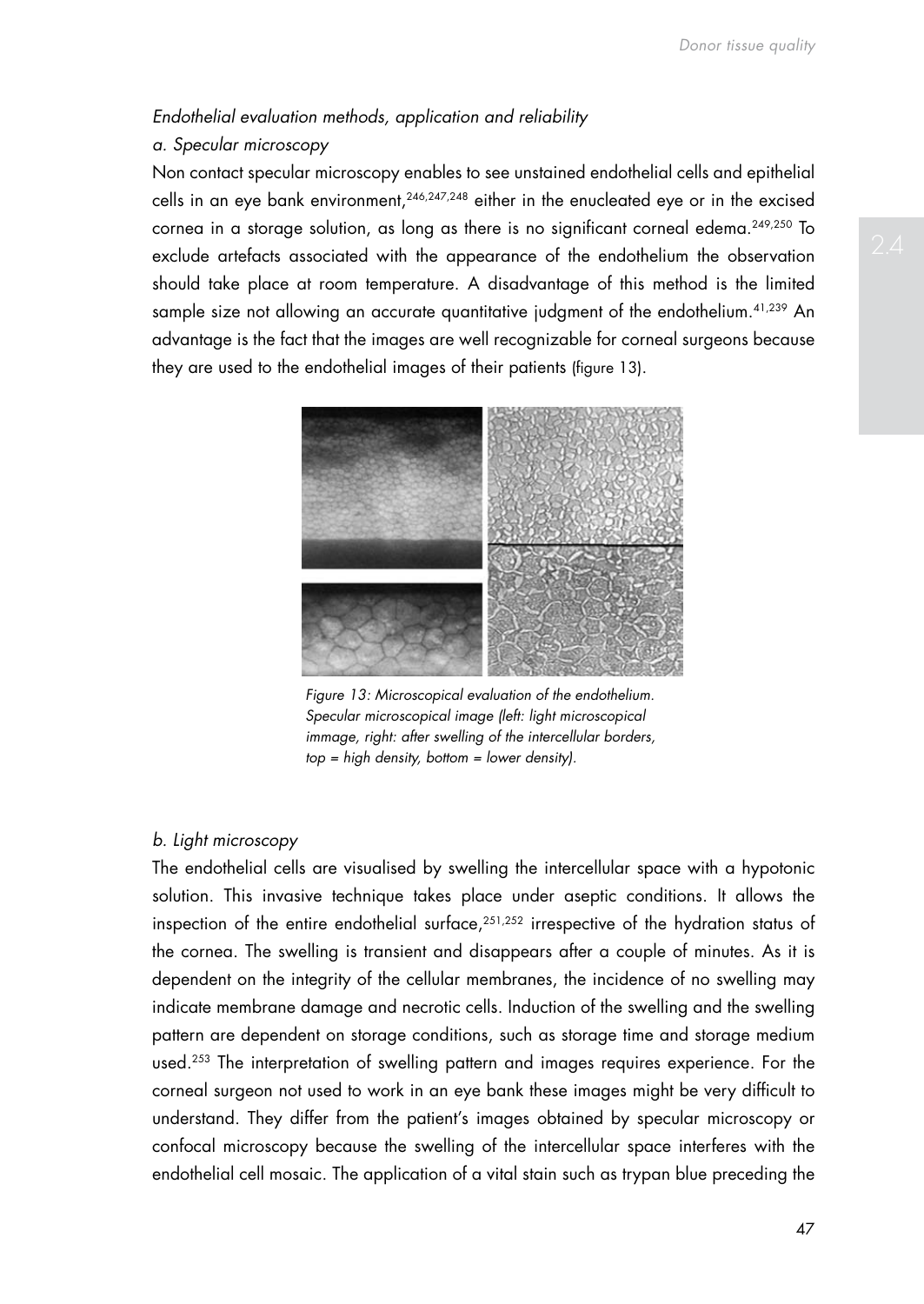*Endothelial evaluation methods, application and reliability*

*a. Specular microscopy*

Non contact specular microscopy enables to see unstained endothelial cells and epithelial cells in an eye bank environment,[246,247,248] either in the enucleated eye or in the excised cornea in a storage solution, as long as there is no significant corneal edema.[249,250] To exclude artefacts associated with the appearance of the endothelium the observation should take place at room temperature. A disadvantage of this method is the limited sample size not allowing an accurate quantitative judgment of the endothelium.[41,239] An advantage is the fact that the images are well recognizable for corneal surgeons because they are used to the endothelial images of their patients (figure 13).

*Figure 13: Microscopical evaluation of the endothelium. Specular microscopical image (left: light microscopical immage, right: after swelling of the intercellular borders, top = high density, bottom = lower density).*

*b. Light microscopy*

The endothelial cells are visualised by swelling the intercellular space with a hypotonic solution. This invasive technique takes place under aseptic conditions. It allows the inspection of the entire endothelial surface,[251,252] irrespective of the hydration status of the cornea. The swelling is transient and disappears after a couple of minutes. As it is dependent on the integrity of the cellular membranes, the incidence of no swelling may indicate membrane damage and necrotic cells. Induction of the swelling and the swelling pattern are dependent on storage conditions, such as storage time and storage medium used.[253] The interpretation of swelling pattern and images requires experience. For the corneal surgeon not used to work in an eye bank these images might be very difficult to understand. They differ from the patient's images obtained by specular microscopy or confocal microscopy because the swelling of the intercellular space interferes with the endothelial cell mosaic. The application of a vital stain such as trypan blue preceding the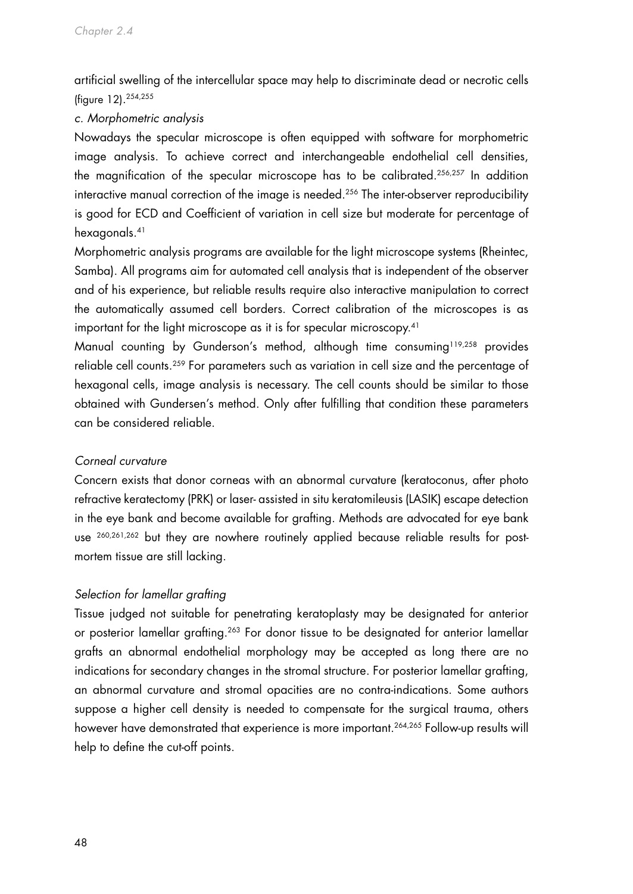artificial swelling of the intercellular space may help to discriminate dead or necrotic cells (figure 12).[254,255]

*c. Morphometric analysis*

Nowadays the specular microscope is often equipped with software for morphometric image analysis. To achieve correct and interchangeable endothelial cell densities, the magnification of the specular microscope has to be calibrated.[256,257] In addition interactive manual correction of the image is needed.[256] The inter-observer reproducibility is good for ECD and Coefficient of variation in cell size but moderate for percentage of hexagonals.[41]

Morphometric analysis programs are available for the light microscope systems (Rheintec, Samba). All programs aim for automated cell analysis that is independent of the observer and of his experience, but reliable results require also interactive manipulation to correct the automatically assumed cell borders. Correct calibration of the microscopes is as important for the light microscope as it is for specular microscopy.[41]

Manual counting by Gunderson's method, although time consuming[119,258] provides reliable cell counts.[259] For parameters such as variation in cell size and the percentage of hexagonal cells, image analysis is necessary. The cell counts should be similar to those obtained with Gundersen's method. Only after fulfilling that condition these parameters can be considered reliable.

*Corneal curvature*

Concern exists that donor corneas with an abnormal curvature (keratoconus, after photo refractive keratectomy (PRK) or laser- assisted in situ keratomileusis (LASIK) escape detection in the eye bank and become available for grafting. Methods are advocated for eye bank use [260,261,262] but they are nowhere routinely applied because reliable results for post-mortem tissue are still lacking.

*Selection for lamellar grafting*

Tissue judged not suitable for penetrating keratoplasty may be designated for anterior or posterior lamellar grafting.[263] For donor tissue to be designated for anterior lamellar grafts an abnormal endothelial morphology may be accepted as long there are no indications for secondary changes in the stromal structure. For posterior lamellar grafting, an abnormal curvature and stromal opacities are no contra-indications. Some authors suppose a higher cell density is needed to compensate for the surgical trauma, others however have demonstrated that experience is more important.[264,265] Follow-up results will help to define the cut-off points.